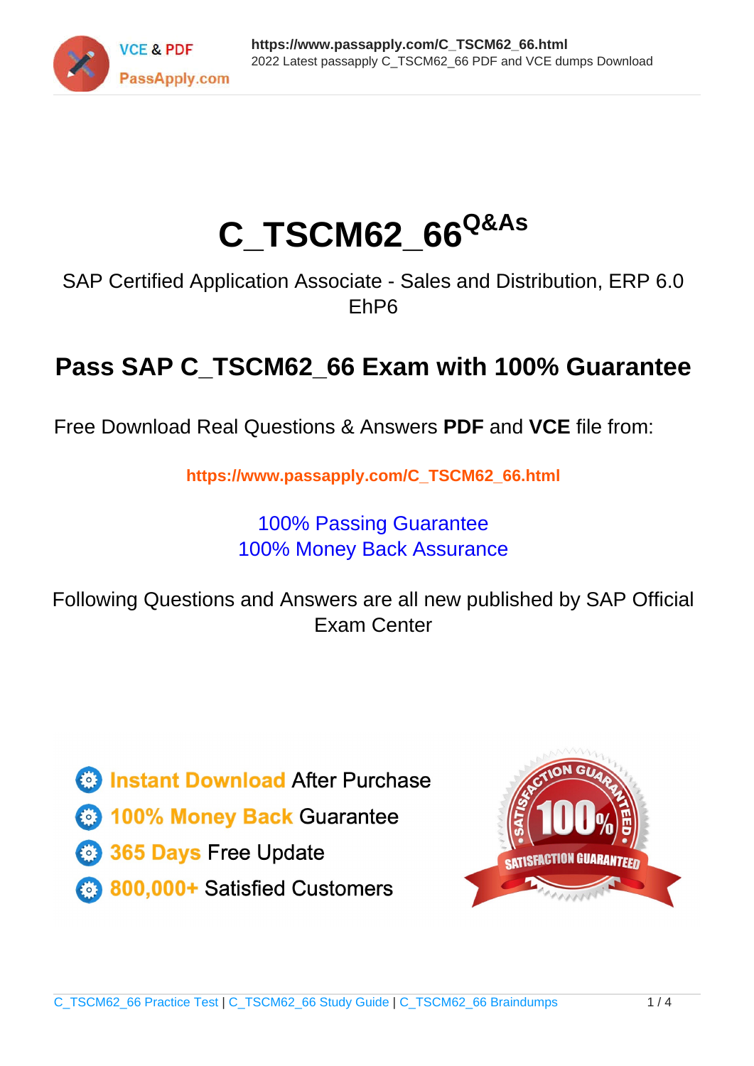# C_TSCM62_66 Q&As

SAP Certified Application Associate - Sales and Distribution, ERP 6.0 EhP6

## Pass SAP C_TSCM62_66 Exam with 100% Guarantee

Free Download Real Questions & Answers **PDF** and **VCE** file from:

**https://www.passapply.com/C_TSCM62_66.html**

100% Passing Guarantee
100% Money Back Assurance

Following Questions and Answers are all new published by SAP Official Exam Center

- Instant Download After Purchase
- 100% Money Back Guarantee
- 365 Days Free Update
- 800,000+ Satisfied Customers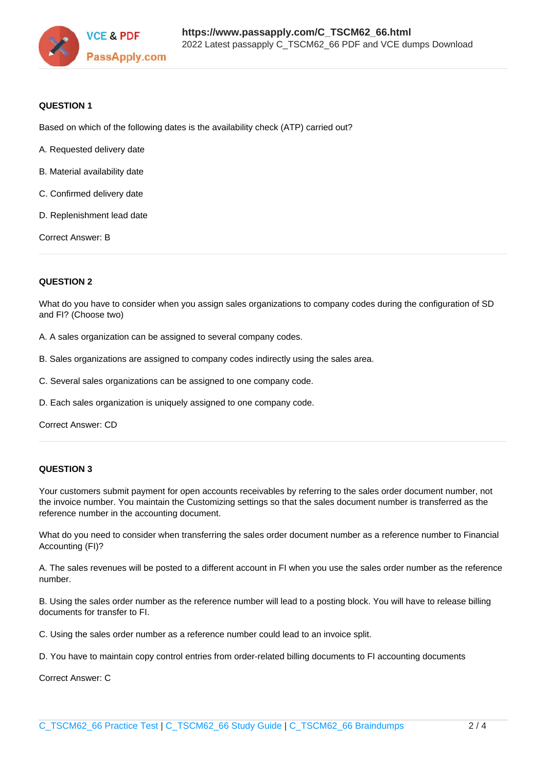**QUESTION 1**

Based on which of the following dates is the availability check (ATP) carried out?

A. Requested delivery date

B. Material availability date

C. Confirmed delivery date

D. Replenishment lead date

Correct Answer: B

---

**QUESTION 2**

What do you have to consider when you assign sales organizations to company codes during the configuration of SD and FI? (Choose two)

A. A sales organization can be assigned to several company codes.

B. Sales organizations are assigned to company codes indirectly using the sales area.

C. Several sales organizations can be assigned to one company code.

D. Each sales organization is uniquely assigned to one company code.

Correct Answer: CD

---

**QUESTION 3**

Your customers submit payment for open accounts receivables by referring to the sales order document number, not the invoice number. You maintain the Customizing settings so that the sales document number is transferred as the reference number in the accounting document.

What do you need to consider when transferring the sales order document number as a reference number to Financial Accounting (FI)?

A. The sales revenues will be posted to a different account in FI when you use the sales order number as the reference number.

B. Using the sales order number as the reference number will lead to a posting block. You will have to release billing documents for transfer to FI.

C. Using the sales order number as a reference number could lead to an invoice split.

D. You have to maintain copy control entries from order-related billing documents to FI accounting documents

Correct Answer: C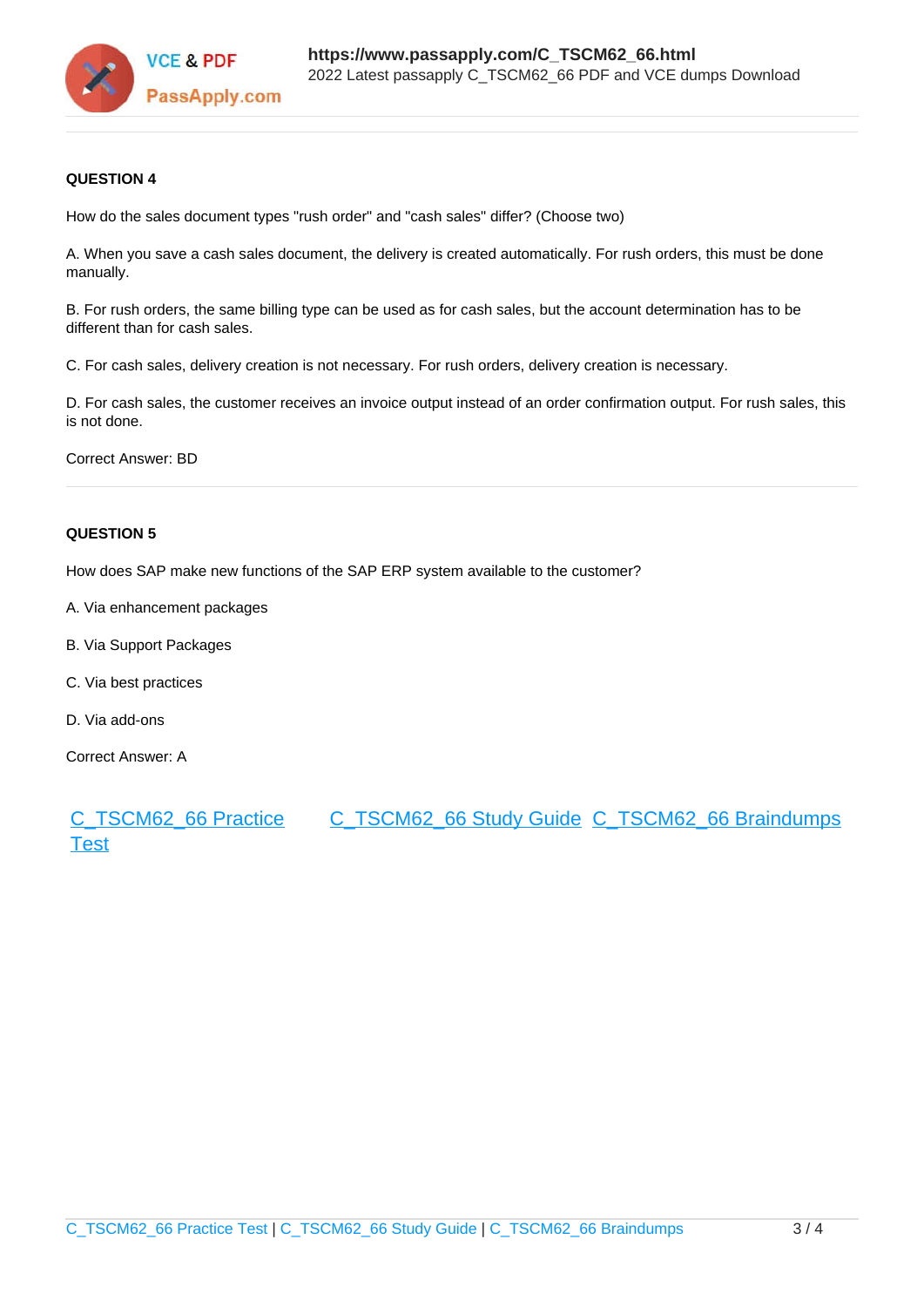**QUESTION 4**

How do the sales document types "rush order" and "cash sales" differ? (Choose two)

A. When you save a cash sales document, the delivery is created automatically. For rush orders, this must be done manually.

B. For rush orders, the same billing type can be used as for cash sales, but the account determination has to be different than for cash sales.

C. For cash sales, delivery creation is not necessary. For rush orders, delivery creation is necessary.

D. For cash sales, the customer receives an invoice output instead of an order confirmation output. For rush sales, this is not done.

Correct Answer: BD

---

**QUESTION 5**

How does SAP make new functions of the SAP ERP system available to the customer?

A. Via enhancement packages

B. Via Support Packages

C. Via best practices

D. Via add-ons

Correct Answer: A

[C_TSCM62_66 Practice Test](https://www.passapply.com/C_TSCM62_66.html) [C_TSCM62_66 Study Guide](https://www.passapply.com/C_TSCM62_66.html) [C_TSCM62_66 Braindumps](https://www.passapply.com/C_TSCM62_66.html)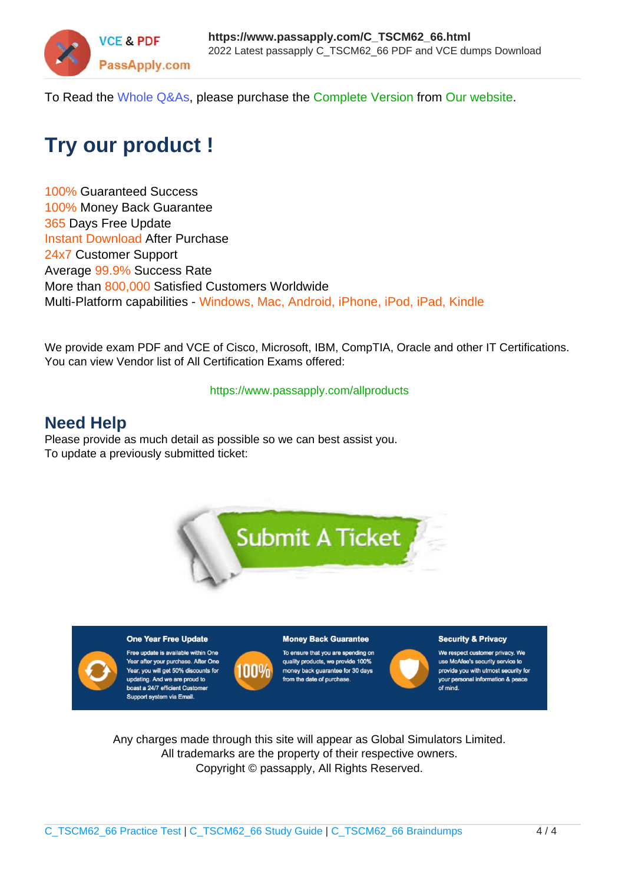To Read the Whole Q&As, please purchase the Complete Version from Our website.

# Try our product !

100% Guaranteed Success
100% Money Back Guarantee
365 Days Free Update
Instant Download After Purchase
24x7 Customer Support
Average 99.9% Success Rate
More than 800,000 Satisfied Customers Worldwide
Multi-Platform capabilities - Windows, Mac, Android, iPhone, iPod, iPad, Kindle

We provide exam PDF and VCE of Cisco, Microsoft, IBM, CompTIA, Oracle and other IT Certifications.
You can view Vendor list of All Certification Exams offered:

https://www.passapply.com/allproducts

## Need Help

Please provide as much detail as possible so we can best assist you.
To update a previously submitted ticket:

Submit A Ticket

**One Year Free Update**
Free update is available within One Year after your purchase. After One Year, you will get 50% discounts for updating. And we are proud to boast a 24/7 efficient Customer Support system via Email.

**Money Back Guarantee**
To ensure that you are spending on quality products, we provide 100% money back guarantee for 30 days from the date of purchase.

**Security & Privacy**
We respect customer privacy. We use McAfee's security service to provide you with utmost security for your personal information & peace of mind.

Any charges made through this site will appear as Global Simulators Limited.
All trademarks are the property of their respective owners.
Copyright © passapply, All Rights Reserved.